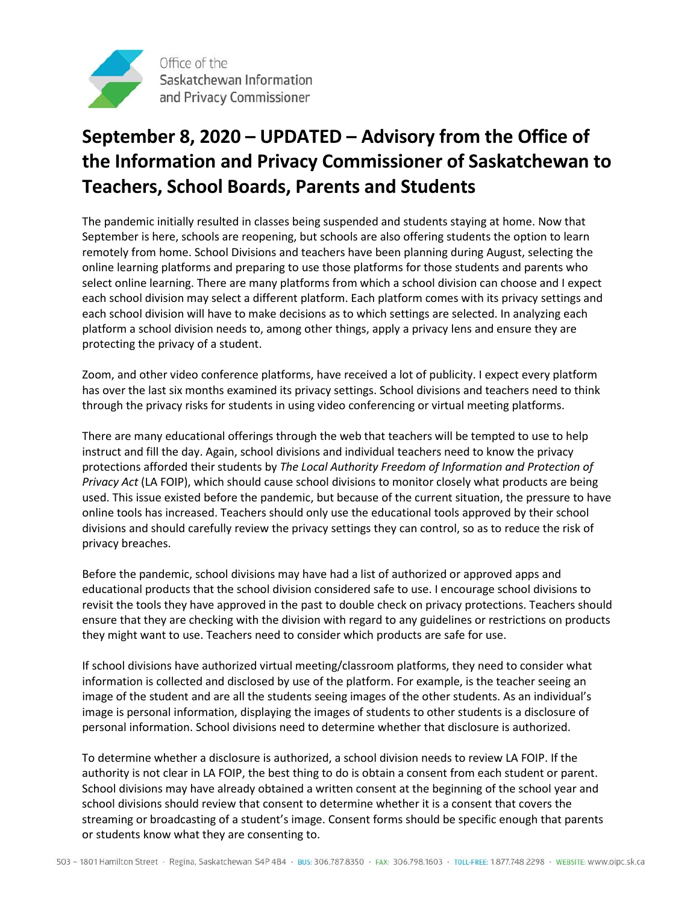Office of the Saskatchewan Information and Privacy Commissioner

# September 8, 2020 – UPDATED – Advisory from the Office of the Information and Privacy Commissioner of Saskatchewan to Teachers, School Boards, Parents and Students

The pandemic initially resulted in classes being suspended and students staying at home. Now that September is here, schools are reopening, but schools are also offering students the option to learn remotely from home. School Divisions and teachers have been planning during August, selecting the online learning platforms and preparing to use those platforms for those students and parents who select online learning. There are many platforms from which a school division can choose and I expect each school division may select a different platform. Each platform comes with its privacy settings and each school division will have to make decisions as to which settings are selected. In analyzing each platform a school division needs to, among other things, apply a privacy lens and ensure they are protecting the privacy of a student.

Zoom, and other video conference platforms, have received a lot of publicity. I expect every platform has over the last six months examined its privacy settings. School divisions and teachers need to think through the privacy risks for students in using video conferencing or virtual meeting platforms.

There are many educational offerings through the web that teachers will be tempted to use to help instruct and fill the day. Again, school divisions and individual teachers need to know the privacy protections afforded their students by *The Local Authority Freedom of Information and Protection of Privacy Act* (LA FOIP), which should cause school divisions to monitor closely what products are being used. This issue existed before the pandemic, but because of the current situation, the pressure to have online tools has increased. Teachers should only use the educational tools approved by their school divisions and should carefully review the privacy settings they can control, so as to reduce the risk of privacy breaches.

Before the pandemic, school divisions may have had a list of authorized or approved apps and educational products that the school division considered safe to use. I encourage school divisions to revisit the tools they have approved in the past to double check on privacy protections. Teachers should ensure that they are checking with the division with regard to any guidelines or restrictions on products they might want to use. Teachers need to consider which products are safe for use.

If school divisions have authorized virtual meeting/classroom platforms, they need to consider what information is collected and disclosed by use of the platform. For example, is the teacher seeing an image of the student and are all the students seeing images of the other students. As an individual's image is personal information, displaying the images of students to other students is a disclosure of personal information. School divisions need to determine whether that disclosure is authorized.

To determine whether a disclosure is authorized, a school division needs to review LA FOIP. If the authority is not clear in LA FOIP, the best thing to do is obtain a consent from each student or parent. School divisions may have already obtained a written consent at the beginning of the school year and school divisions should review that consent to determine whether it is a consent that covers the streaming or broadcasting of a student's image. Consent forms should be specific enough that parents or students know what they are consenting to.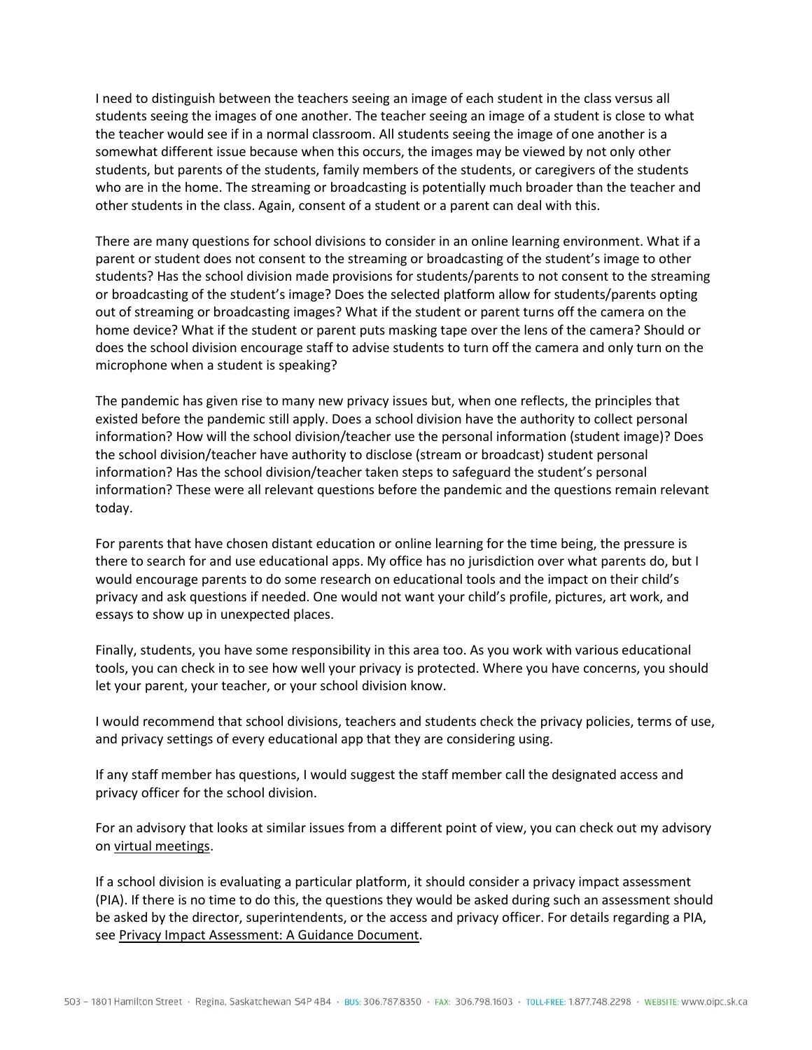I need to distinguish between the teachers seeing an image of each student in the class versus all students seeing the images of one another. The teacher seeing an image of a student is close to what the teacher would see if in a normal classroom. All students seeing the image of one another is a somewhat different issue because when this occurs, the images may be viewed by not only other students, but parents of the students, family members of the students, or caregivers of the students who are in the home. The streaming or broadcasting is potentially much broader than the teacher and other students in the class. Again, consent of a student or a parent can deal with this.

There are many questions for school divisions to consider in an online learning environment. What if a parent or student does not consent to the streaming or broadcasting of the student's image to other students? Has the school division made provisions for students/parents to not consent to the streaming or broadcasting of the student's image? Does the selected platform allow for students/parents opting out of streaming or broadcasting images? What if the student or parent turns off the camera on the home device? What if the student or parent puts masking tape over the lens of the camera? Should or does the school division encourage staff to advise students to turn off the camera and only turn on the microphone when a student is speaking?

The pandemic has given rise to many new privacy issues but, when one reflects, the principles that existed before the pandemic still apply. Does a school division have the authority to collect personal information? How will the school division/teacher use the personal information (student image)? Does the school division/teacher have authority to disclose (stream or broadcast) student personal information? Has the school division/teacher taken steps to safeguard the student's personal information? These were all relevant questions before the pandemic and the questions remain relevant today.

For parents that have chosen distant education or online learning for the time being, the pressure is there to search for and use educational apps. My office has no jurisdiction over what parents do, but I would encourage parents to do some research on educational tools and the impact on their child's privacy and ask questions if needed. One would not want your child's profile, pictures, art work, and essays to show up in unexpected places.

Finally, students, you have some responsibility in this area too. As you work with various educational tools, you can check in to see how well your privacy is protected. Where you have concerns, you should let your parent, your teacher, or your school division know.

I would recommend that school divisions, teachers and students check the privacy policies, terms of use, and privacy settings of every educational app that they are considering using.

If any staff member has questions, I would suggest the staff member call the designated access and privacy officer for the school division.

For an advisory that looks at similar issues from a different point of view, you can check out my advisory on virtual meetings.

If a school division is evaluating a particular platform, it should consider a privacy impact assessment (PIA). If there is no time to do this, the questions they would be asked during such an assessment should be asked by the director, superintendents, or the access and privacy officer. For details regarding a PIA, see Privacy Impact Assessment: A Guidance Document.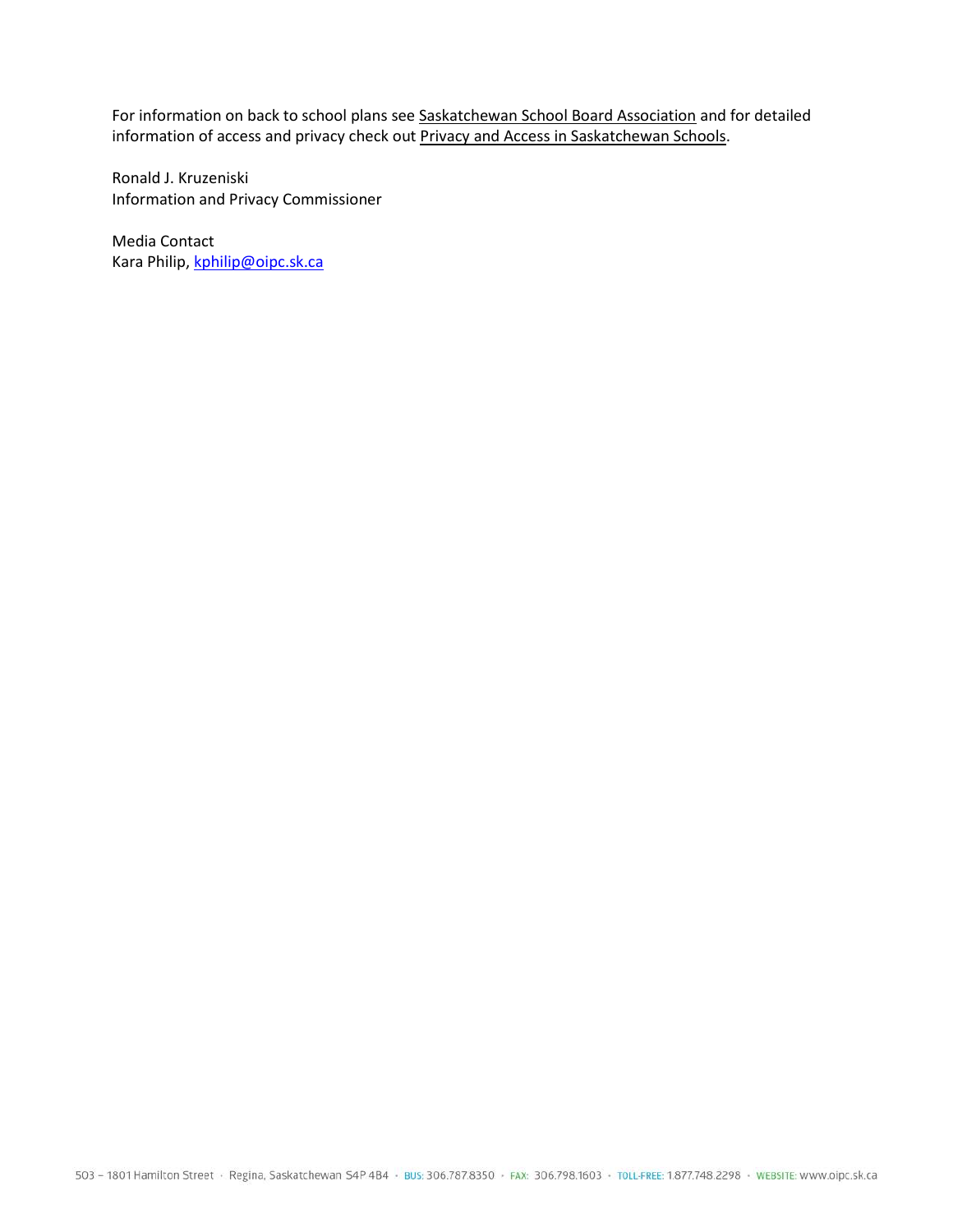For information on back to school plans see Saskatchewan School Board Association and for detailed information of access and privacy check out Privacy and Access in Saskatchewan Schools.

Ronald J. Kruzeniski
Information and Privacy Commissioner

Media Contact
Kara Philip, kphilip@oipc.sk.ca